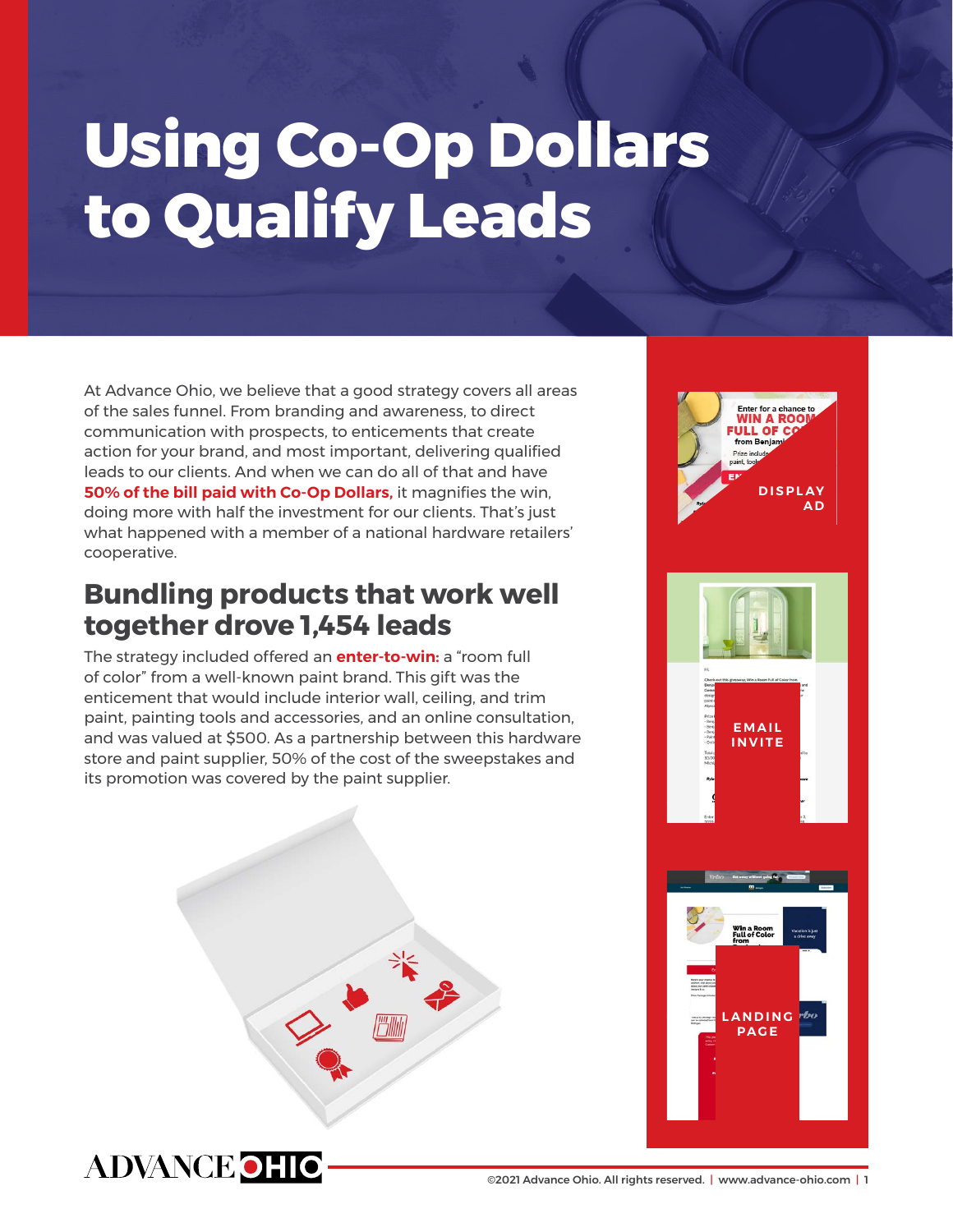# Using Co-Op Dollars to Qualify Leads

At Advance Ohio, we believe that a good strategy covers all areas of the sales funnel. From branding and awareness, to direct communication with prospects, to enticements that create action for your brand, and most important, delivering qualified leads to our clients. And when we can do all of that and have **50% of the bill paid with Co-Op Dollars,** it magnifies the win, doing more with half the investment for our clients. That's just what happened with a member of a national hardware retailers' cooperative.

## Bundling products that work well together drove 1,454 leads

The strategy included offered an **enter-to-win:** a "room full of color" from a well-known paint brand. This gift was the enticement that would include interior wall, ceiling, and trim paint, painting tools and accessories, and an online consultation, and was valued at $500. As a partnership between this hardware store and paint supplier, 50% of the cost of the sweepstakes and its promotion was covered by the paint supplier.

DISPLAY AD

EMAIL INVITE

LANDING PAGE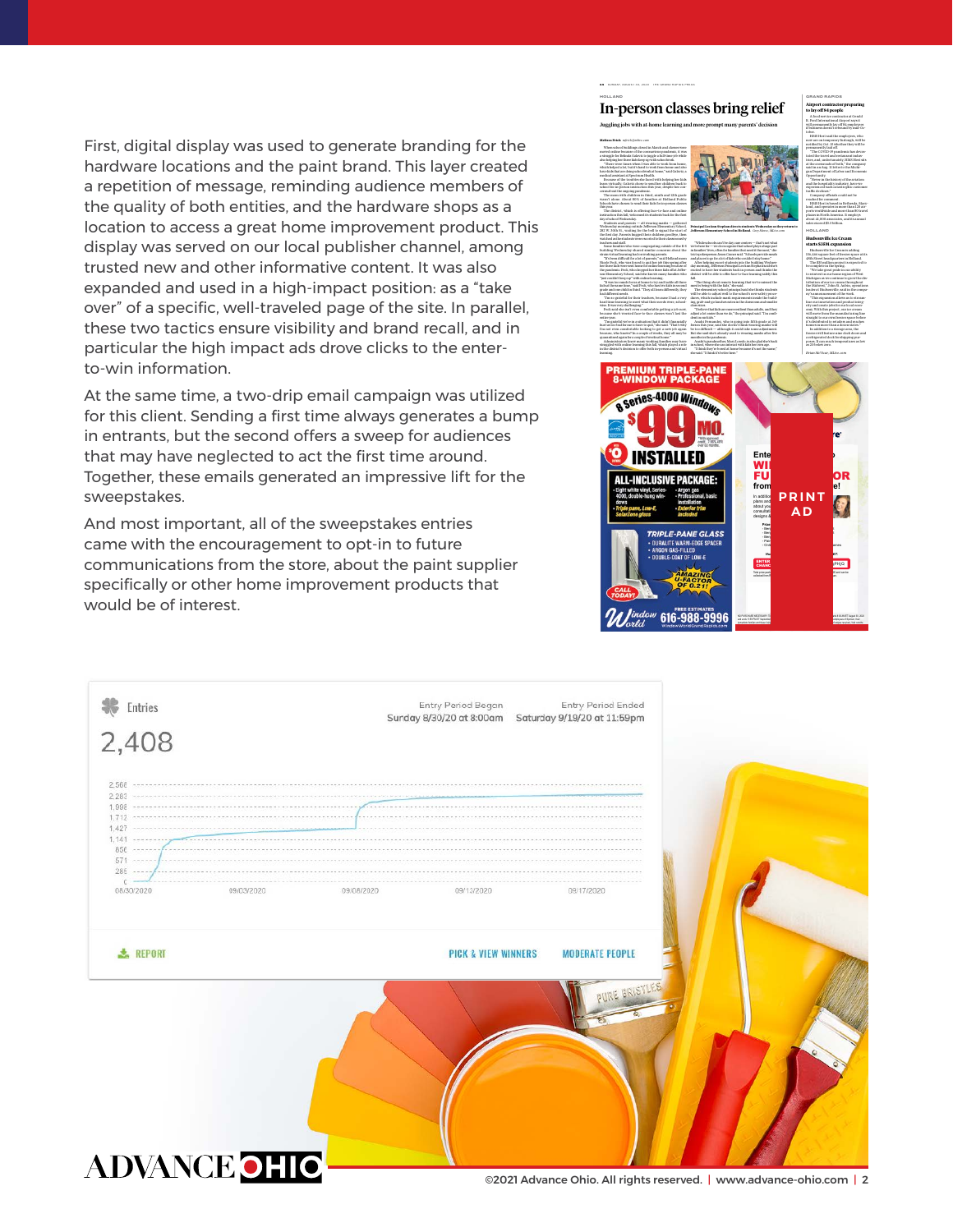First, digital display was used to generate branding for the hardware locations and the paint brand. This layer created a repetition of message, reminding audience members of the quality of both entities, and the hardware shops as a location to access a great home improvement product. This display was served on our local publisher channel, among trusted new and other informative content. It was also expanded and used in a high-impact position: as a "take over" of a specific, well-traveled page of the site. In parallel, these two tactics ensure visibility and brand recall, and in particular the high impact ads drove clicks to the enter-to-win information.

At the same time, a two-drip email campaign was utilized for this client. Sending a first time always generates a bump in entrants, but the second offers a sweep for audiences that may have neglected to act the first time around. Together, these emails generated an impressive lift for the sweepstakes.

And most important, all of the sweepstakes entries came with the encouragement to opt-in to future communications from the store, about the paint supplier specifically or other home improvement products that would be of interest.

PRINT AD

Entries

2,408

Entry Period Began
Sunday 8/30/20 at 8:00am

Entry Period Ended
Saturday 9/19/20 at 11:59pm

2,566
2,283
1,998
1,712
1,427
1,141
856
571
285
0

08/30/2020
09/03/2020
09/08/2020
09/13/2020
09/17/2020

REPORT

PICK & VIEW WINNERS

MODERATE PEOPLE

ADVANCE OHIO

©2021 Advance Ohio. All rights reserved. | www.advance-ohio.com